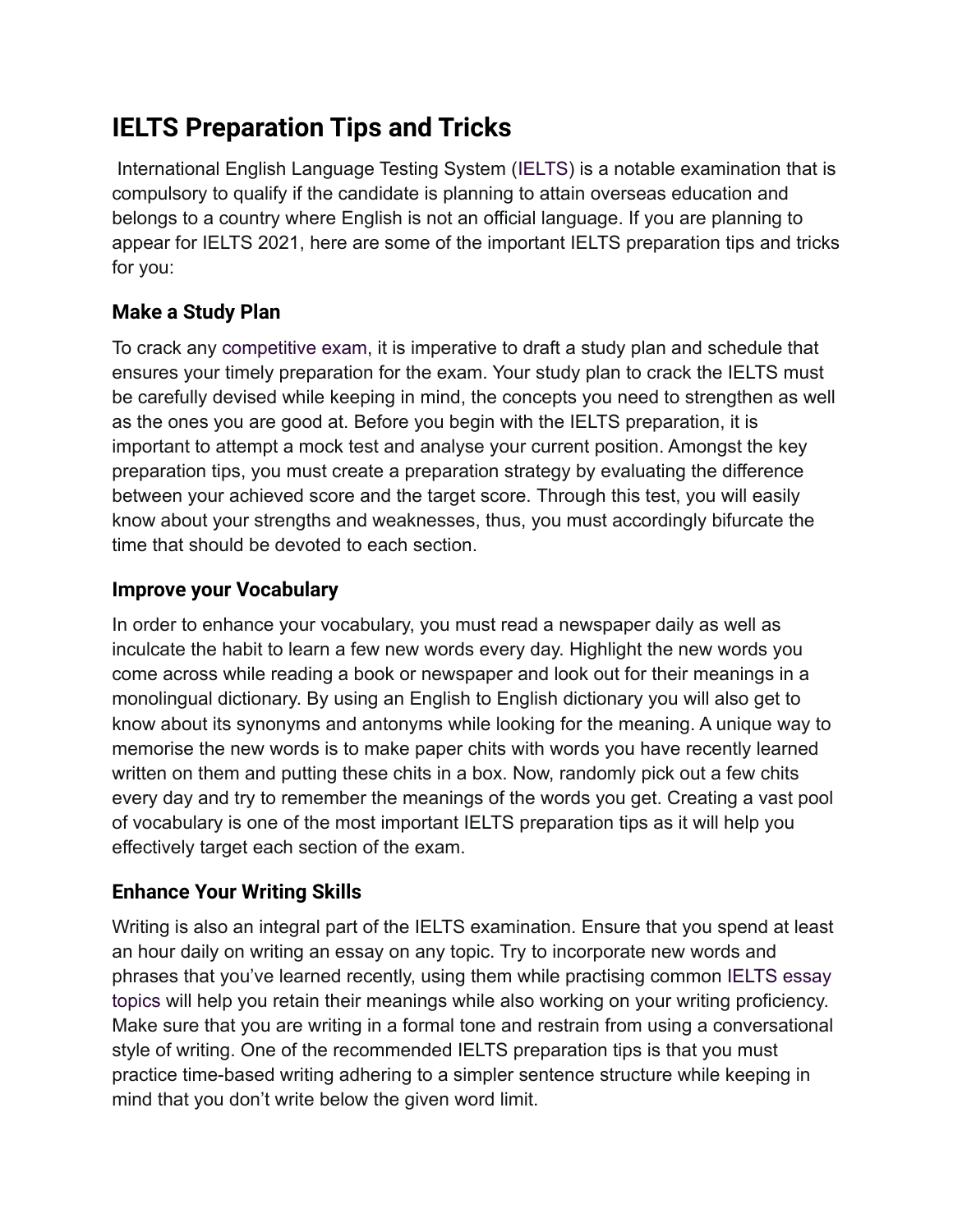# IELTS Preparation Tips and Tricks

International English Language Testing System (IELTS) is a notable examination that is compulsory to qualify if the candidate is planning to attain overseas education and belongs to a country where English is not an official language. If you are planning to appear for IELTS 2021, here are some of the important IELTS preparation tips and tricks for you:

## Make a Study Plan

To crack any competitive exam, it is imperative to draft a study plan and schedule that ensures your timely preparation for the exam. Your study plan to crack the IELTS must be carefully devised while keeping in mind, the concepts you need to strengthen as well as the ones you are good at. Before you begin with the IELTS preparation, it is important to attempt a mock test and analyse your current position. Amongst the key preparation tips, you must create a preparation strategy by evaluating the difference between your achieved score and the target score. Through this test, you will easily know about your strengths and weaknesses, thus, you must accordingly bifurcate the time that should be devoted to each section.

## Improve your Vocabulary

In order to enhance your vocabulary, you must read a newspaper daily as well as inculcate the habit to learn a few new words every day. Highlight the new words you come across while reading a book or newspaper and look out for their meanings in a monolingual dictionary. By using an English to English dictionary you will also get to know about its synonyms and antonyms while looking for the meaning. A unique way to memorise the new words is to make paper chits with words you have recently learned written on them and putting these chits in a box. Now, randomly pick out a few chits every day and try to remember the meanings of the words you get. Creating a vast pool of vocabulary is one of the most important IELTS preparation tips as it will help you effectively target each section of the exam.

## Enhance Your Writing Skills

Writing is also an integral part of the IELTS examination. Ensure that you spend at least an hour daily on writing an essay on any topic. Try to incorporate new words and phrases that you've learned recently, using them while practising common IELTS essay topics will help you retain their meanings while also working on your writing proficiency. Make sure that you are writing in a formal tone and restrain from using a conversational style of writing. One of the recommended IELTS preparation tips is that you must practice time-based writing adhering to a simpler sentence structure while keeping in mind that you don't write below the given word limit.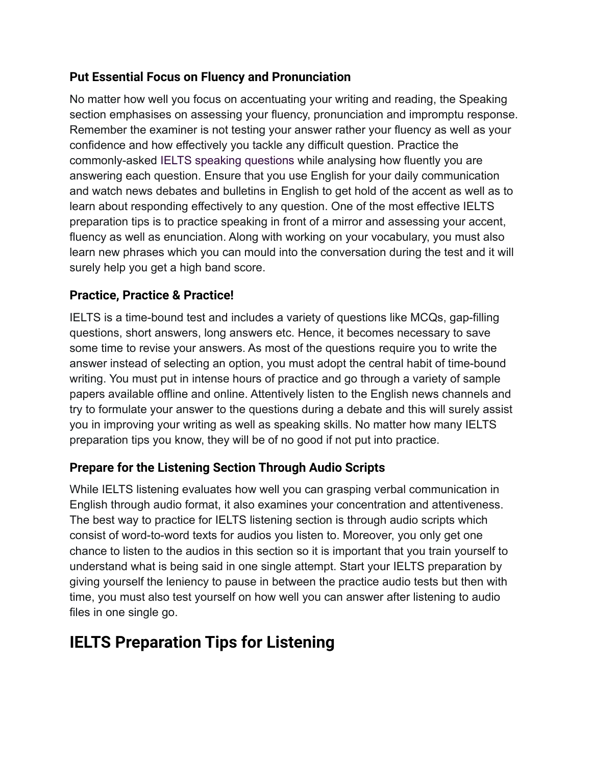### Put Essential Focus on Fluency and Pronunciation

No matter how well you focus on accentuating your writing and reading, the Speaking section emphasises on assessing your fluency, pronunciation and impromptu response. Remember the examiner is not testing your answer rather your fluency as well as your confidence and how effectively you tackle any difficult question. Practice the commonly-asked IELTS speaking questions while analysing how fluently you are answering each question. Ensure that you use English for your daily communication and watch news debates and bulletins in English to get hold of the accent as well as to learn about responding effectively to any question. One of the most effective IELTS preparation tips is to practice speaking in front of a mirror and assessing your accent, fluency as well as enunciation. Along with working on your vocabulary, you must also learn new phrases which you can mould into the conversation during the test and it will surely help you get a high band score.

### Practice, Practice & Practice!

IELTS is a time-bound test and includes a variety of questions like MCQs, gap-filling questions, short answers, long answers etc. Hence, it becomes necessary to save some time to revise your answers. As most of the questions require you to write the answer instead of selecting an option, you must adopt the central habit of time-bound writing. You must put in intense hours of practice and go through a variety of sample papers available offline and online. Attentively listen to the English news channels and try to formulate your answer to the questions during a debate and this will surely assist you in improving your writing as well as speaking skills. No matter how many IELTS preparation tips you know, they will be of no good if not put into practice.

### Prepare for the Listening Section Through Audio Scripts

While IELTS listening evaluates how well you can grasping verbal communication in English through audio format, it also examines your concentration and attentiveness. The best way to practice for IELTS listening section is through audio scripts which consist of word-to-word texts for audios you listen to. Moreover, you only get one chance to listen to the audios in this section so it is important that you train yourself to understand what is being said in one single attempt. Start your IELTS preparation by giving yourself the leniency to pause in between the practice audio tests but then with time, you must also test yourself on how well you can answer after listening to audio files in one single go.

## IELTS Preparation Tips for Listening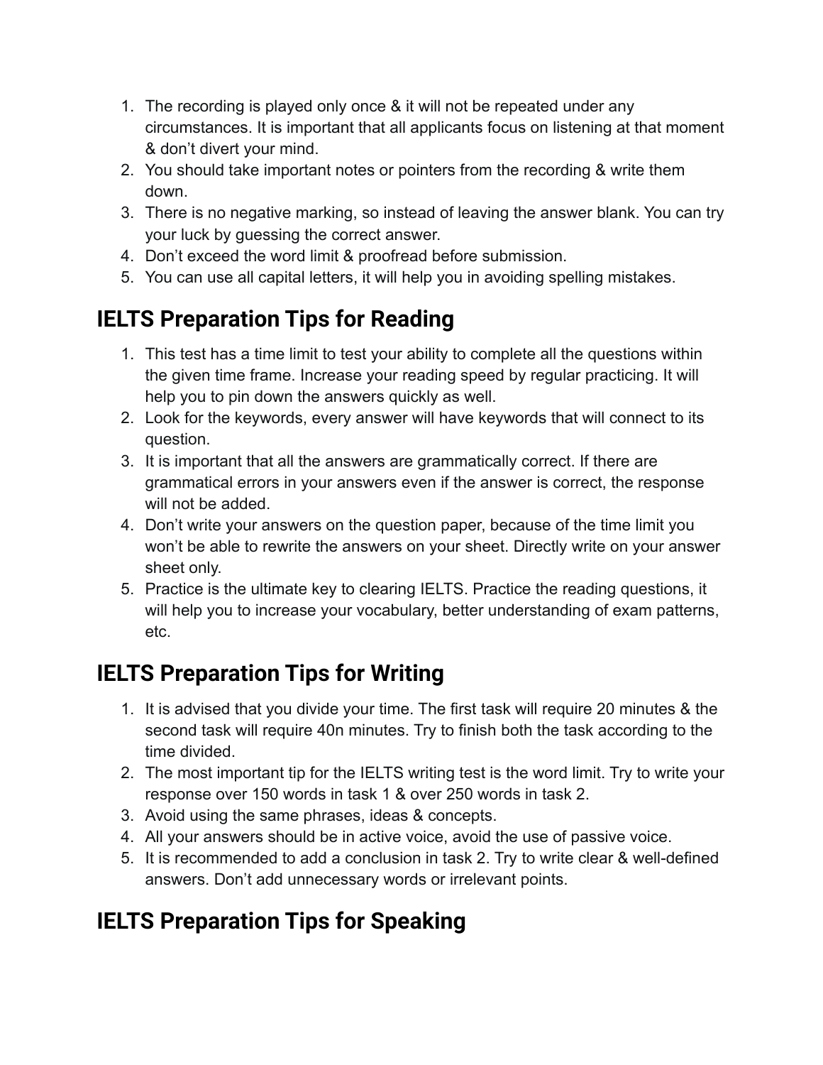1. The recording is played only once & it will not be repeated under any circumstances. It is important that all applicants focus on listening at that moment & don't divert your mind.
2. You should take important notes or pointers from the recording & write them down.
3. There is no negative marking, so instead of leaving the answer blank. You can try your luck by guessing the correct answer.
4. Don't exceed the word limit & proofread before submission.
5. You can use all capital letters, it will help you in avoiding spelling mistakes.

## IELTS Preparation Tips for Reading

1. This test has a time limit to test your ability to complete all the questions within the given time frame. Increase your reading speed by regular practicing. It will help you to pin down the answers quickly as well.
2. Look for the keywords, every answer will have keywords that will connect to its question.
3. It is important that all the answers are grammatically correct. If there are grammatical errors in your answers even if the answer is correct, the response will not be added.
4. Don't write your answers on the question paper, because of the time limit you won't be able to rewrite the answers on your sheet. Directly write on your answer sheet only.
5. Practice is the ultimate key to clearing IELTS. Practice the reading questions, it will help you to increase your vocabulary, better understanding of exam patterns, etc.

## IELTS Preparation Tips for Writing

1. It is advised that you divide your time. The first task will require 20 minutes & the second task will require 40n minutes. Try to finish both the task according to the time divided.
2. The most important tip for the IELTS writing test is the word limit. Try to write your response over 150 words in task 1 & over 250 words in task 2.
3. Avoid using the same phrases, ideas & concepts.
4. All your answers should be in active voice, avoid the use of passive voice.
5. It is recommended to add a conclusion in task 2. Try to write clear & well-defined answers. Don't add unnecessary words or irrelevant points.

## IELTS Preparation Tips for Speaking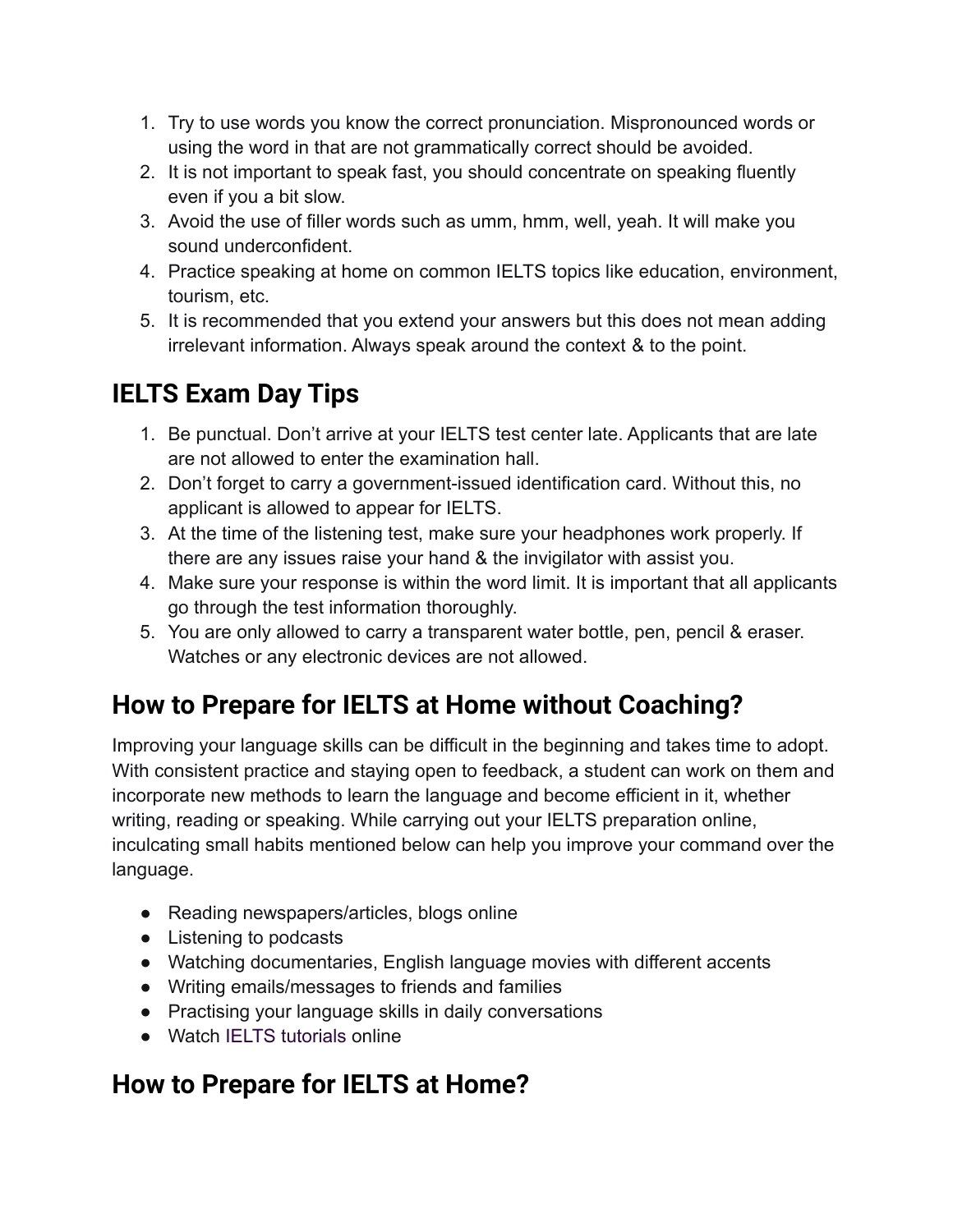1. Try to use words you know the correct pronunciation. Mispronounced words or using the word in that are not grammatically correct should be avoided.
2. It is not important to speak fast, you should concentrate on speaking fluently even if you a bit slow.
3. Avoid the use of filler words such as umm, hmm, well, yeah. It will make you sound underconfident.
4. Practice speaking at home on common IELTS topics like education, environment, tourism, etc.
5. It is recommended that you extend your answers but this does not mean adding irrelevant information. Always speak around the context & to the point.

## IELTS Exam Day Tips

1. Be punctual. Don't arrive at your IELTS test center late. Applicants that are late are not allowed to enter the examination hall.
2. Don't forget to carry a government-issued identification card. Without this, no applicant is allowed to appear for IELTS.
3. At the time of the listening test, make sure your headphones work properly. If there are any issues raise your hand & the invigilator with assist you.
4. Make sure your response is within the word limit. It is important that all applicants go through the test information thoroughly.
5. You are only allowed to carry a transparent water bottle, pen, pencil & eraser. Watches or any electronic devices are not allowed.

## How to Prepare for IELTS at Home without Coaching?

Improving your language skills can be difficult in the beginning and takes time to adopt. With consistent practice and staying open to feedback, a student can work on them and incorporate new methods to learn the language and become efficient in it, whether writing, reading or speaking. While carrying out your IELTS preparation online, inculcating small habits mentioned below can help you improve your command over the language.

- Reading newspapers/articles, blogs online
- Listening to podcasts
- Watching documentaries, English language movies with different accents
- Writing emails/messages to friends and families
- Practising your language skills in daily conversations
- Watch IELTS tutorials online

## How to Prepare for IELTS at Home?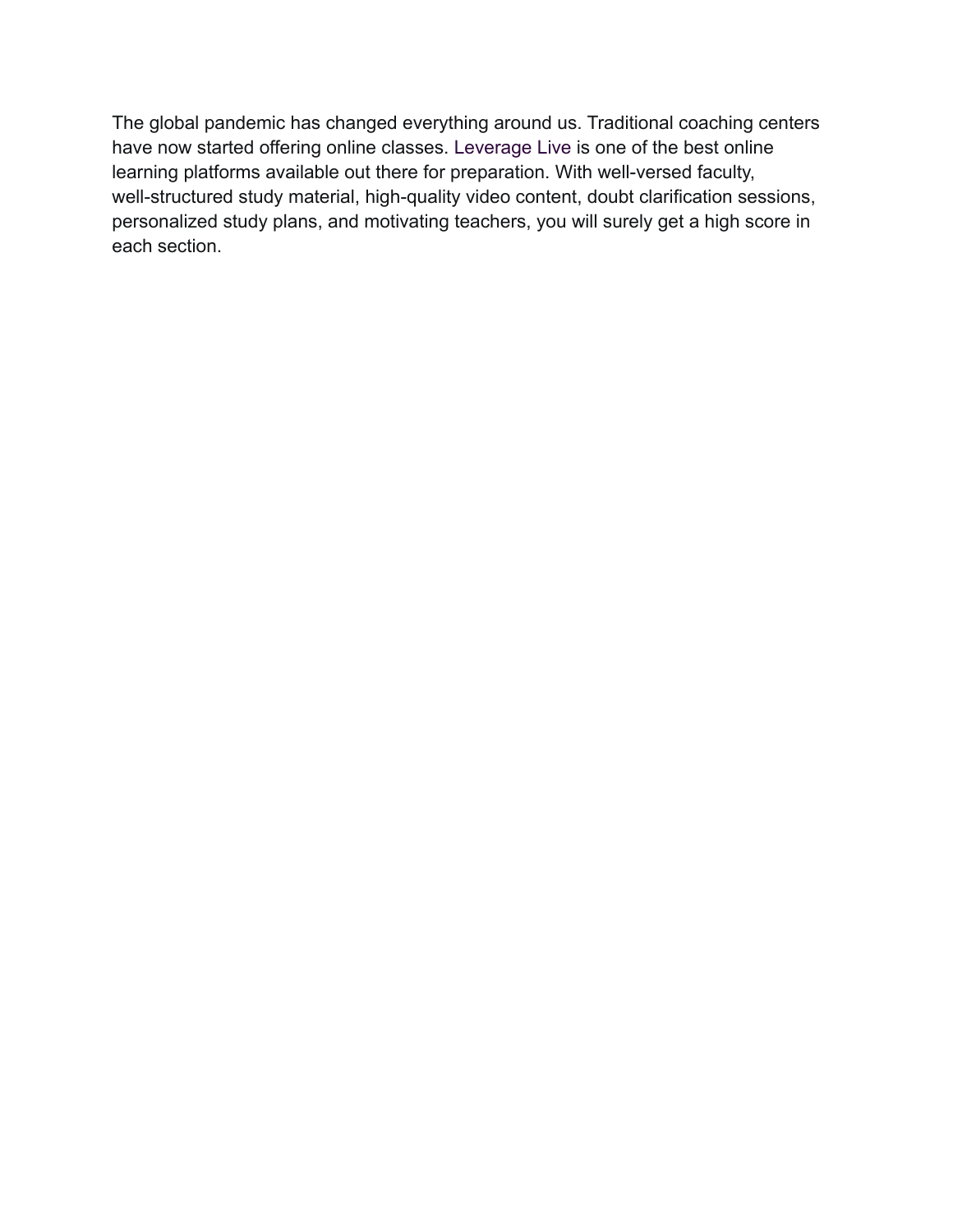The global pandemic has changed everything around us. Traditional coaching centers have now started offering online classes. Leverage Live is one of the best online learning platforms available out there for preparation. With well-versed faculty, well-structured study material, high-quality video content, doubt clarification sessions, personalized study plans, and motivating teachers, you will surely get a high score in each section.